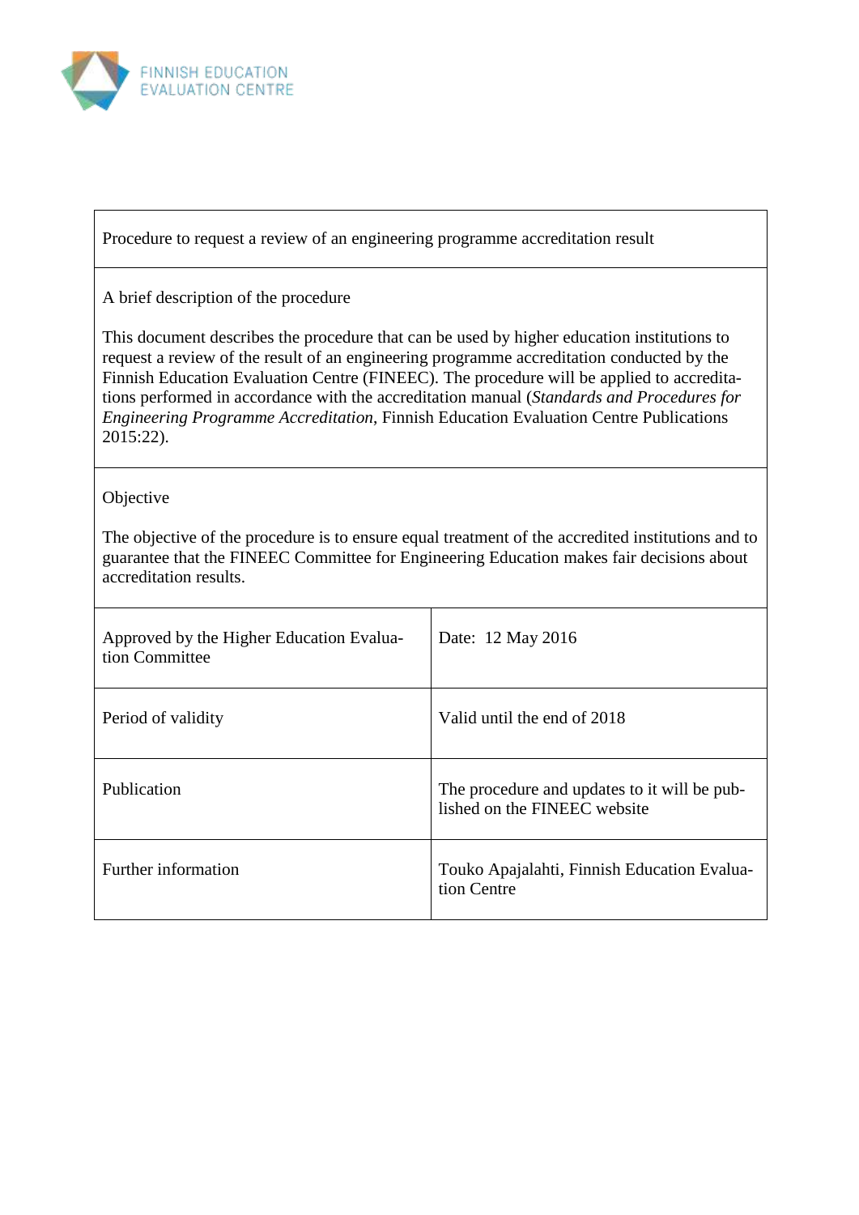FINNISH EDUCATION EVALUATION CENTRE

| Procedure to request a review of an engineering programme accreditation result | |
|---|---|
| A brief description of the procedure<br><br>This document describes the procedure that can be used by higher education institutions to request a review of the result of an engineering programme accreditation conducted by the Finnish Education Evaluation Centre (FINEEC). The procedure will be applied to accreditations performed in accordance with the accreditation manual (*Standards and Procedures for Engineering Programme Accreditation*, Finnish Education Evaluation Centre Publications 2015:22). | |
| Objective<br><br>The objective of the procedure is to ensure equal treatment of the accredited institutions and to guarantee that the FINEEC Committee for Engineering Education makes fair decisions about accreditation results. | |
| Approved by the Higher Education Evaluation Committee | Date: 12 May 2016 |
| Period of validity | Valid until the end of 2018 |
| Publication | The procedure and updates to it will be published on the FINEEC website |
| Further information | Touko Apajalahti, Finnish Education Evaluation Centre |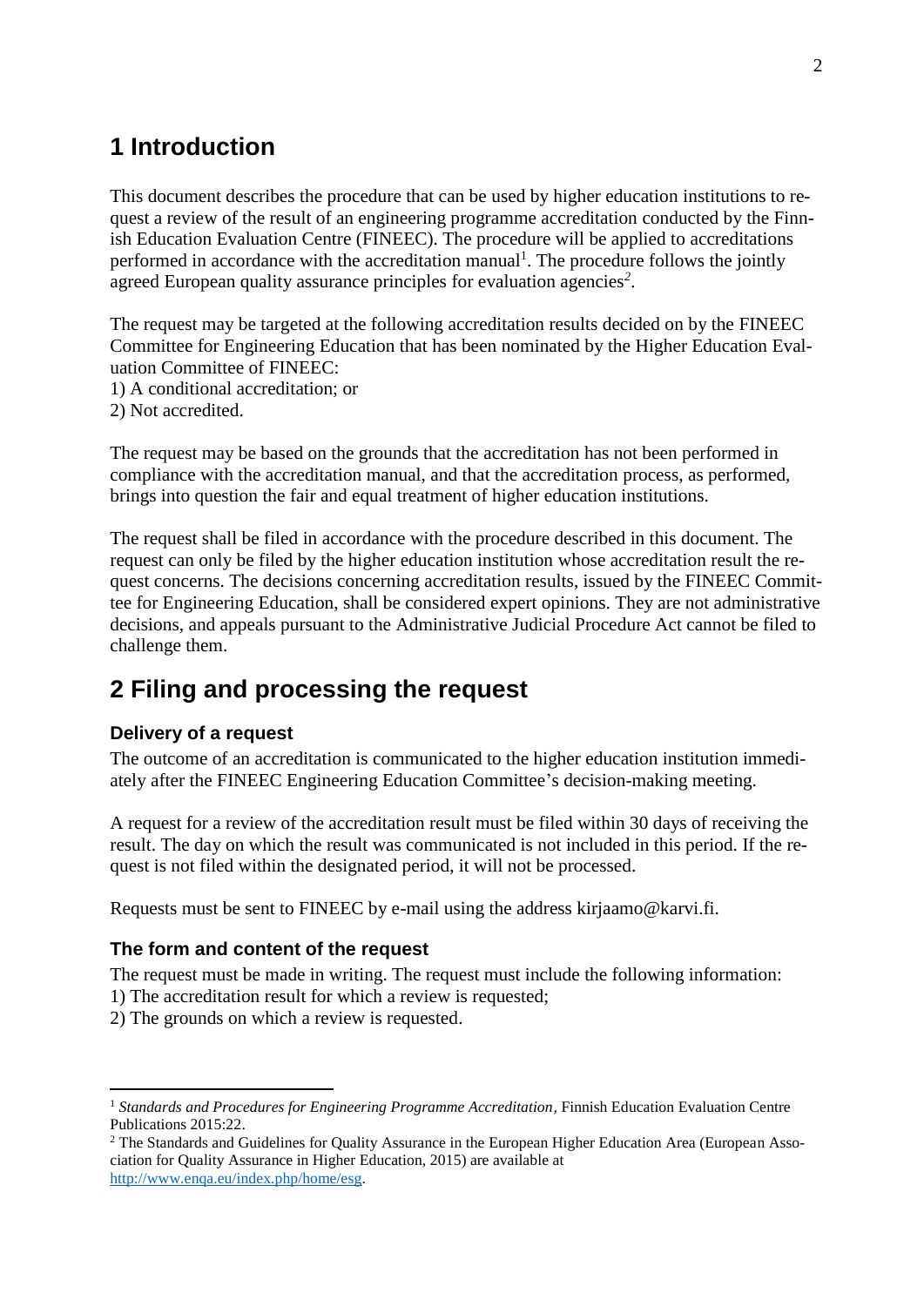# 1 Introduction

This document describes the procedure that can be used by higher education institutions to request a review of the result of an engineering programme accreditation conducted by the Finnish Education Evaluation Centre (FINEEC). The procedure will be applied to accreditations performed in accordance with the accreditation manual[1]. The procedure follows the jointly agreed European quality assurance principles for evaluation agencies[2].

The request may be targeted at the following accreditation results decided on by the FINEEC Committee for Engineering Education that has been nominated by the Higher Education Evaluation Committee of FINEEC:

1) A conditional accreditation; or
2) Not accredited.

The request may be based on the grounds that the accreditation has not been performed in compliance with the accreditation manual, and that the accreditation process, as performed, brings into question the fair and equal treatment of higher education institutions.

The request shall be filed in accordance with the procedure described in this document. The request can only be filed by the higher education institution whose accreditation result the request concerns. The decisions concerning accreditation results, issued by the FINEEC Committee for Engineering Education, shall be considered expert opinions. They are not administrative decisions, and appeals pursuant to the Administrative Judicial Procedure Act cannot be filed to challenge them.

# 2 Filing and processing the request

### Delivery of a request

The outcome of an accreditation is communicated to the higher education institution immediately after the FINEEC Engineering Education Committee's decision-making meeting.

A request for a review of the accreditation result must be filed within 30 days of receiving the result. The day on which the result was communicated is not included in this period. If the request is not filed within the designated period, it will not be processed.

Requests must be sent to FINEEC by e-mail using the address kirjaamo@karvi.fi.

### The form and content of the request

The request must be made in writing. The request must include the following information:

1) The accreditation result for which a review is requested;
2) The grounds on which a review is requested.

---

[1] *Standards and Procedures for Engineering Programme Accreditation*, Finnish Education Evaluation Centre Publications 2015:22.

[2] The Standards and Guidelines for Quality Assurance in the European Higher Education Area (European Association for Quality Assurance in Higher Education, 2015) are available at http://www.enqa.eu/index.php/home/esg.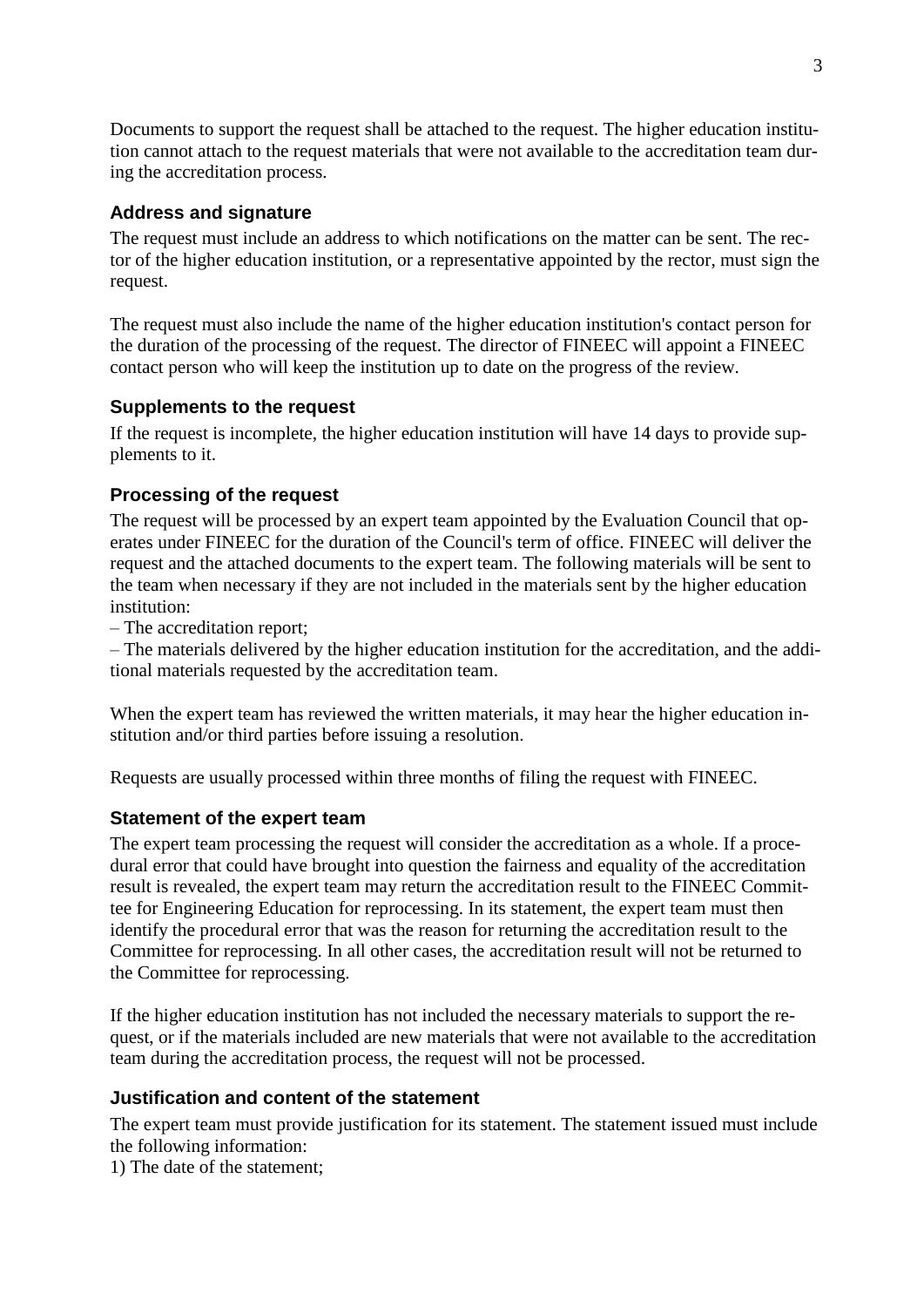Documents to support the request shall be attached to the request. The higher education institution cannot attach to the request materials that were not available to the accreditation team during the accreditation process.

### Address and signature

The request must include an address to which notifications on the matter can be sent. The rector of the higher education institution, or a representative appointed by the rector, must sign the request.

The request must also include the name of the higher education institution's contact person for the duration of the processing of the request. The director of FINEEC will appoint a FINEEC contact person who will keep the institution up to date on the progress of the review.

### Supplements to the request

If the request is incomplete, the higher education institution will have 14 days to provide supplements to it.

### Processing of the request

The request will be processed by an expert team appointed by the Evaluation Council that operates under FINEEC for the duration of the Council's term of office. FINEEC will deliver the request and the attached documents to the expert team. The following materials will be sent to the team when necessary if they are not included in the materials sent by the higher education institution:

– The accreditation report;
– The materials delivered by the higher education institution for the accreditation, and the additional materials requested by the accreditation team.

When the expert team has reviewed the written materials, it may hear the higher education institution and/or third parties before issuing a resolution.

Requests are usually processed within three months of filing the request with FINEEC.

### Statement of the expert team

The expert team processing the request will consider the accreditation as a whole. If a procedural error that could have brought into question the fairness and equality of the accreditation result is revealed, the expert team may return the accreditation result to the FINEEC Committee for Engineering Education for reprocessing. In its statement, the expert team must then identify the procedural error that was the reason for returning the accreditation result to the Committee for reprocessing. In all other cases, the accreditation result will not be returned to the Committee for reprocessing.

If the higher education institution has not included the necessary materials to support the request, or if the materials included are new materials that were not available to the accreditation team during the accreditation process, the request will not be processed.

### Justification and content of the statement

The expert team must provide justification for its statement. The statement issued must include the following information:

1) The date of the statement;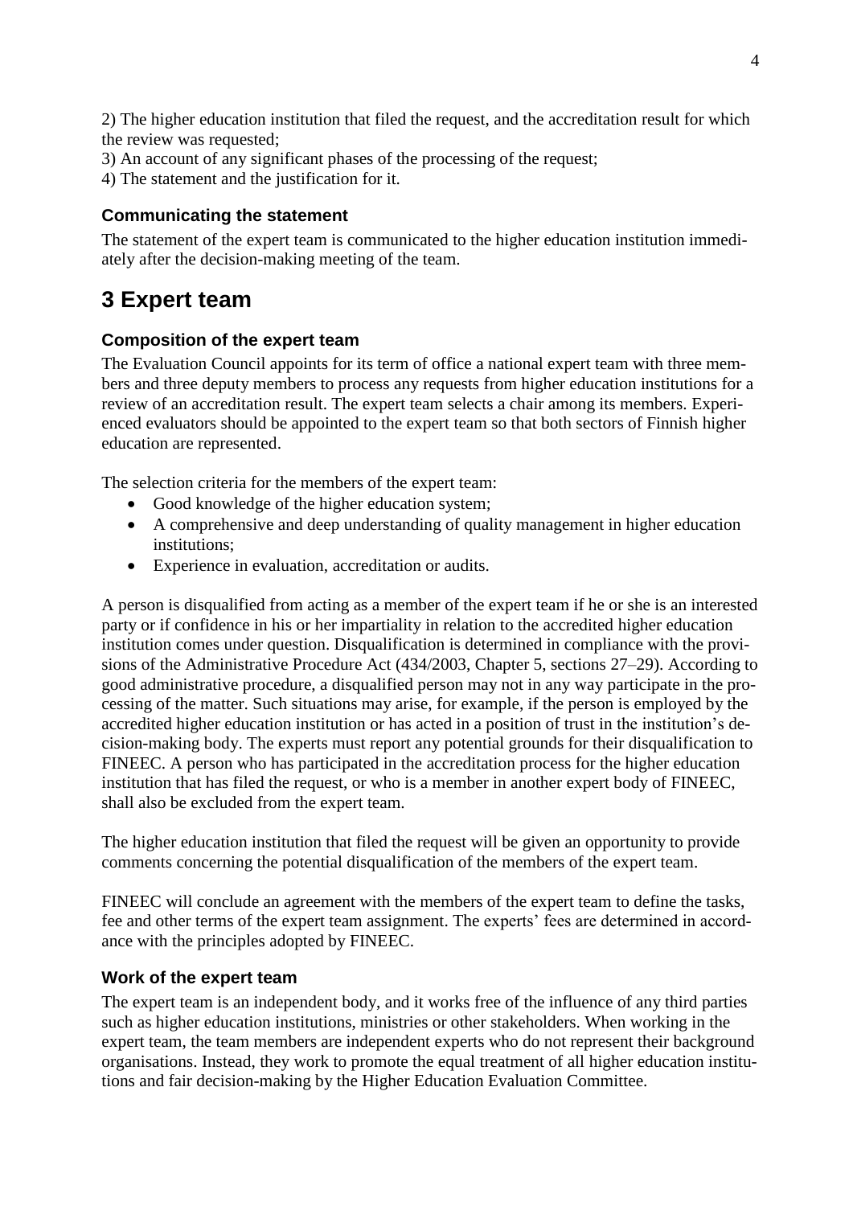2) The higher education institution that filed the request, and the accreditation result for which the review was requested;
3) An account of any significant phases of the processing of the request;
4) The statement and the justification for it.

### Communicating the statement

The statement of the expert team is communicated to the higher education institution immediately after the decision-making meeting of the team.

# 3 Expert team

### Composition of the expert team

The Evaluation Council appoints for its term of office a national expert team with three members and three deputy members to process any requests from higher education institutions for a review of an accreditation result. The expert team selects a chair among its members. Experienced evaluators should be appointed to the expert team so that both sectors of Finnish higher education are represented.

The selection criteria for the members of the expert team:

- Good knowledge of the higher education system;
- A comprehensive and deep understanding of quality management in higher education institutions;
- Experience in evaluation, accreditation or audits.

A person is disqualified from acting as a member of the expert team if he or she is an interested party or if confidence in his or her impartiality in relation to the accredited higher education institution comes under question. Disqualification is determined in compliance with the provisions of the Administrative Procedure Act (434/2003, Chapter 5, sections 27–29). According to good administrative procedure, a disqualified person may not in any way participate in the processing of the matter. Such situations may arise, for example, if the person is employed by the accredited higher education institution or has acted in a position of trust in the institution's decision-making body. The experts must report any potential grounds for their disqualification to FINEEC. A person who has participated in the accreditation process for the higher education institution that has filed the request, or who is a member in another expert body of FINEEC, shall also be excluded from the expert team.

The higher education institution that filed the request will be given an opportunity to provide comments concerning the potential disqualification of the members of the expert team.

FINEEC will conclude an agreement with the members of the expert team to define the tasks, fee and other terms of the expert team assignment. The experts' fees are determined in accordance with the principles adopted by FINEEC.

### Work of the expert team

The expert team is an independent body, and it works free of the influence of any third parties such as higher education institutions, ministries or other stakeholders. When working in the expert team, the team members are independent experts who do not represent their background organisations. Instead, they work to promote the equal treatment of all higher education institutions and fair decision-making by the Higher Education Evaluation Committee.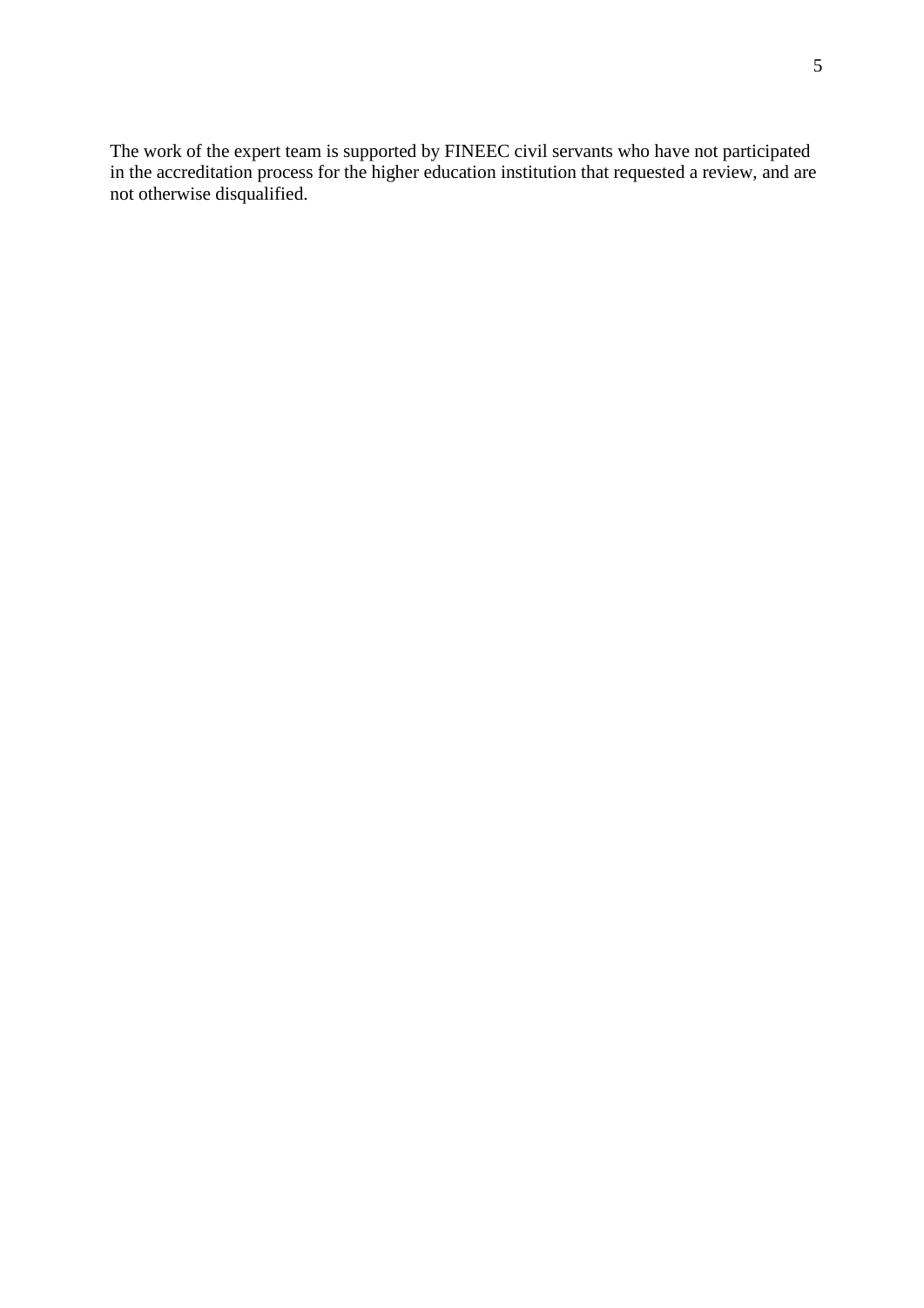The work of the expert team is supported by FINEEC civil servants who have not participated in the accreditation process for the higher education institution that requested a review, and are not otherwise disqualified.